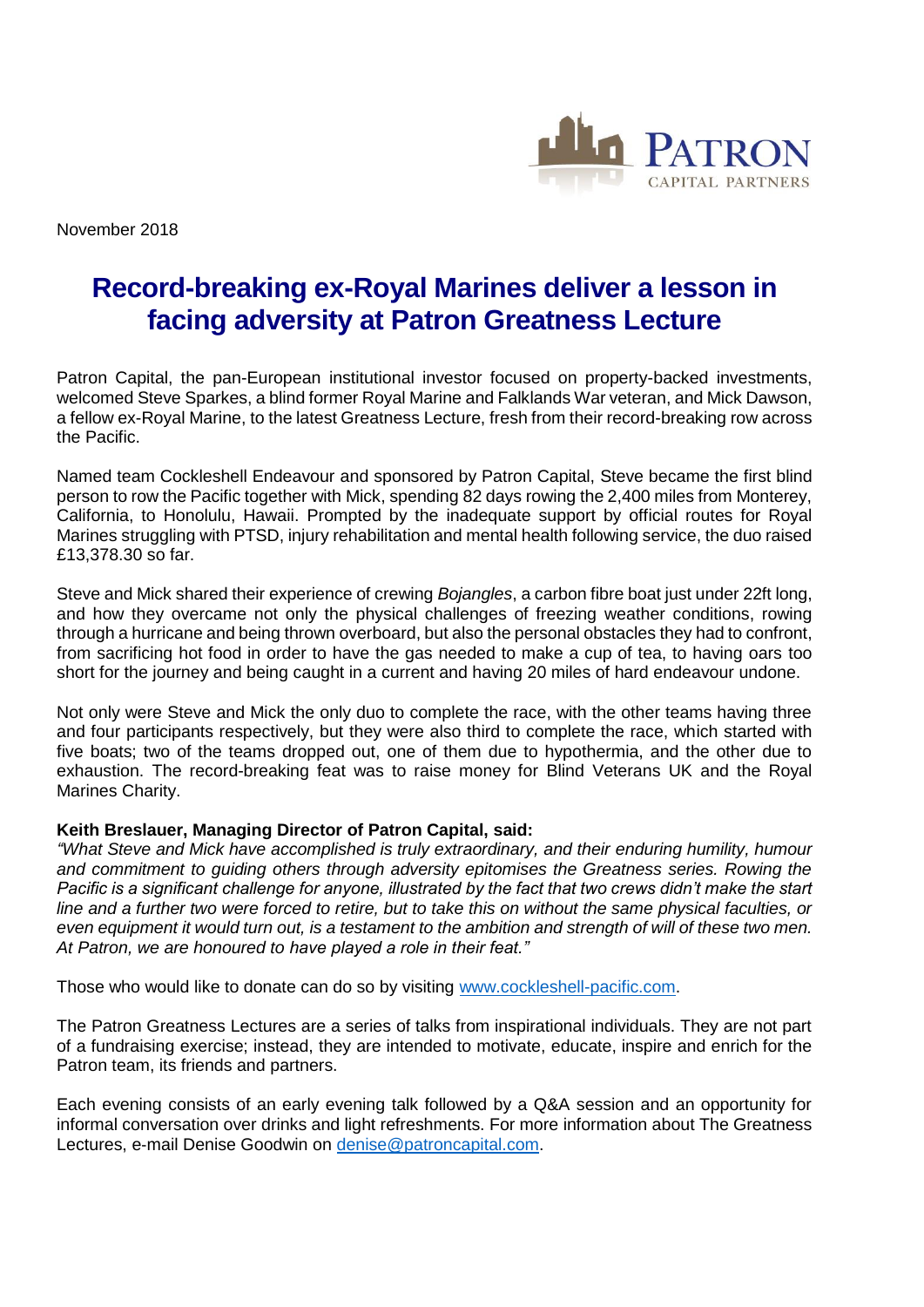November 2018

# Record-breaking ex-Royal Marines deliver a lesson in facing adversity at Patron Greatness Lecture

Patron Capital, the pan-European institutional investor focused on property-backed investments, welcomed Steve Sparkes, a blind former Royal Marine and Falklands War veteran, and Mick Dawson, a fellow ex-Royal Marine, to the latest Greatness Lecture, fresh from their record-breaking row across the Pacific.

Named team Cockleshell Endeavour and sponsored by Patron Capital, Steve became the first blind person to row the Pacific together with Mick, spending 82 days rowing the 2,400 miles from Monterey, California, to Honolulu, Hawaii. Prompted by the inadequate support by official routes for Royal Marines struggling with PTSD, injury rehabilitation and mental health following service, the duo raised £13,378.30 so far.

Steve and Mick shared their experience of crewing *Bojangles*, a carbon fibre boat just under 22ft long, and how they overcame not only the physical challenges of freezing weather conditions, rowing through a hurricane and being thrown overboard, but also the personal obstacles they had to confront, from sacrificing hot food in order to have the gas needed to make a cup of tea, to having oars too short for the journey and being caught in a current and having 20 miles of hard endeavour undone.

Not only were Steve and Mick the only duo to complete the race, with the other teams having three and four participants respectively, but they were also third to complete the race, which started with five boats; two of the teams dropped out, one of them due to hypothermia, and the other due to exhaustion. The record-breaking feat was to raise money for Blind Veterans UK and the Royal Marines Charity.

**Keith Breslauer, Managing Director of Patron Capital, said:**

*"What Steve and Mick have accomplished is truly extraordinary, and their enduring humility, humour and commitment to guiding others through adversity epitomises the Greatness series. Rowing the Pacific is a significant challenge for anyone, illustrated by the fact that two crews didn't make the start line and a further two were forced to retire, but to take this on without the same physical faculties, or even equipment it would turn out, is a testament to the ambition and strength of will of these two men. At Patron, we are honoured to have played a role in their feat."*

Those who would like to donate can do so by visiting [www.cockleshell-pacific.com](www.cockleshell-pacific.com).

The Patron Greatness Lectures are a series of talks from inspirational individuals. They are not part of a fundraising exercise; instead, they are intended to motivate, educate, inspire and enrich for the Patron team, its friends and partners.

Each evening consists of an early evening talk followed by a Q&A session and an opportunity for informal conversation over drinks and light refreshments. For more information about The Greatness Lectures, e-mail Denise Goodwin on [denise@patroncapital.com](mailto:denise@patroncapital.com).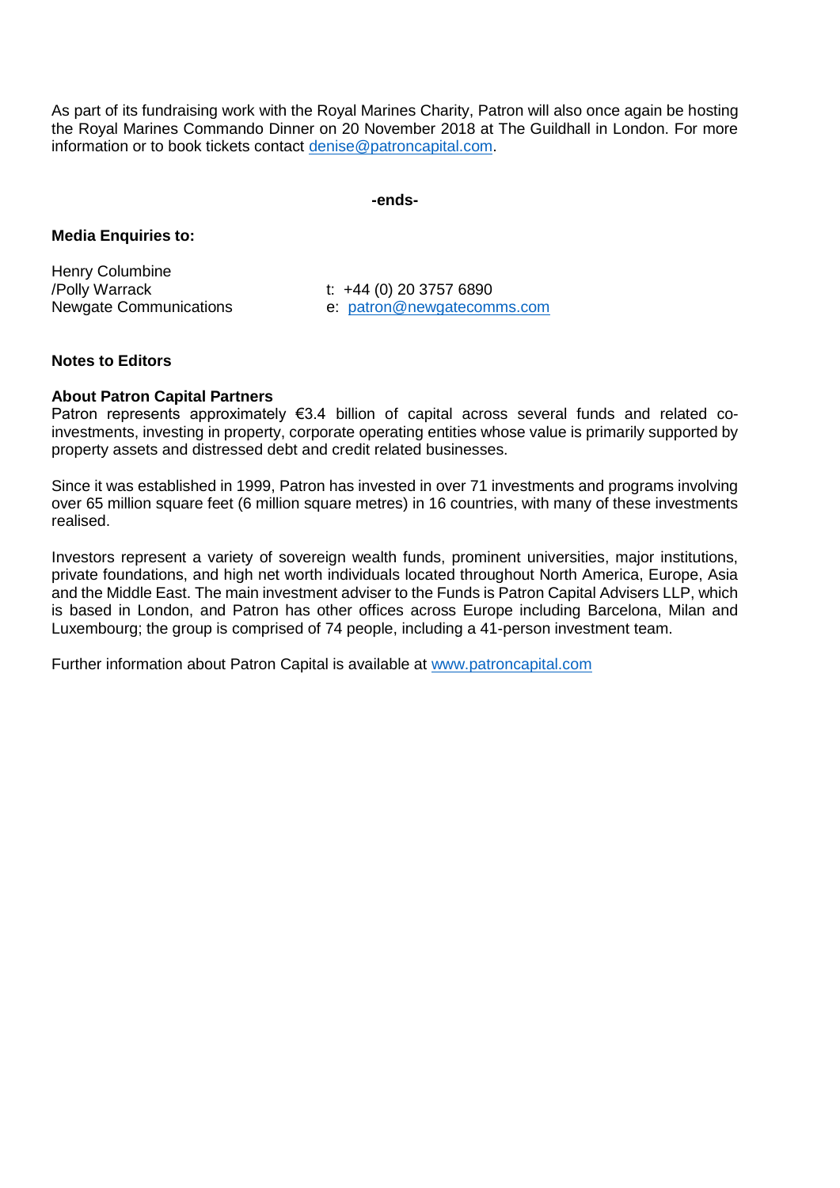As part of its fundraising work with the Royal Marines Charity, Patron will also once again be hosting the Royal Marines Commando Dinner on 20 November 2018 at The Guildhall in London. For more information or to book tickets contact denise@patroncapital.com.

**-ends-**

**Media Enquiries to:**

| | |
|---|---|
| Henry Columbine /Polly Warrack | t: +44 (0) 20 3757 6890 |
| Newgate Communications | e: patron@newgatecomms.com |

**Notes to Editors**

**About Patron Capital Partners**

Patron represents approximately €3.4 billion of capital across several funds and related co-investments, investing in property, corporate operating entities whose value is primarily supported by property assets and distressed debt and credit related businesses.

Since it was established in 1999, Patron has invested in over 71 investments and programs involving over 65 million square feet (6 million square metres) in 16 countries, with many of these investments realised.

Investors represent a variety of sovereign wealth funds, prominent universities, major institutions, private foundations, and high net worth individuals located throughout North America, Europe, Asia and the Middle East. The main investment adviser to the Funds is Patron Capital Advisers LLP, which is based in London, and Patron has other offices across Europe including Barcelona, Milan and Luxembourg; the group is comprised of 74 people, including a 41-person investment team.

Further information about Patron Capital is available at www.patroncapital.com